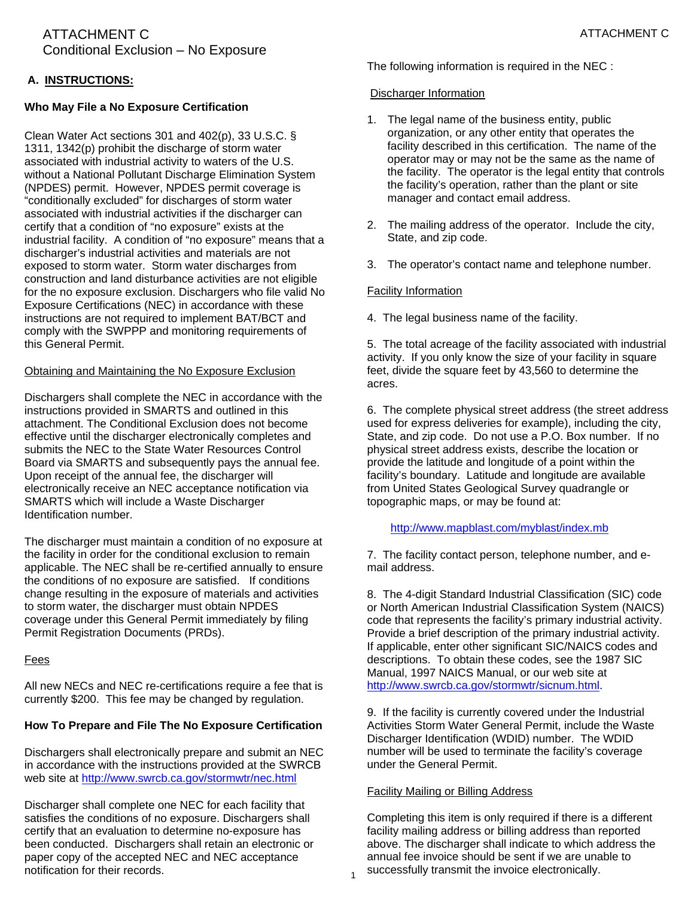# ATTACHMENT C
Conditional Exclusion – No Exposure

## A. INSTRUCTIONS:

### Who May File a No Exposure Certification

Clean Water Act sections 301 and 402(p), 33 U.S.C. § 1311, 1342(p) prohibit the discharge of storm water associated with industrial activity to waters of the U.S. without a National Pollutant Discharge Elimination System (NPDES) permit. However, NPDES permit coverage is "conditionally excluded" for discharges of storm water associated with industrial activities if the discharger can certify that a condition of "no exposure" exists at the industrial facility. A condition of "no exposure" means that a discharger's industrial activities and materials are not exposed to storm water. Storm water discharges from construction and land disturbance activities are not eligible for the no exposure exclusion. Dischargers who file valid No Exposure Certifications (NEC) in accordance with these instructions are not required to implement BAT/BCT and comply with the SWPPP and monitoring requirements of this General Permit.

Obtaining and Maintaining the No Exposure Exclusion

Dischargers shall complete the NEC in accordance with the instructions provided in SMARTS and outlined in this attachment. The Conditional Exclusion does not become effective until the discharger electronically completes and submits the NEC to the State Water Resources Control Board via SMARTS and subsequently pays the annual fee. Upon receipt of the annual fee, the discharger will electronically receive an NEC acceptance notification via SMARTS which will include a Waste Discharger Identification number.

The discharger must maintain a condition of no exposure at the facility in order for the conditional exclusion to remain applicable. The NEC shall be re-certified annually to ensure the conditions of no exposure are satisfied. If conditions change resulting in the exposure of materials and activities to storm water, the discharger must obtain NPDES coverage under this General Permit immediately by filing Permit Registration Documents (PRDs).

Fees

All new NECs and NEC re-certifications require a fee that is currently $200. This fee may be changed by regulation.

### How To Prepare and File The No Exposure Certification

Dischargers shall electronically prepare and submit an NEC in accordance with the instructions provided at the SWRCB web site at http://www.swrcb.ca.gov/stormwtr/nec.html

Discharger shall complete one NEC for each facility that satisfies the conditions of no exposure. Dischargers shall certify that an evaluation to determine no-exposure has been conducted. Dischargers shall retain an electronic or paper copy of the accepted NEC and NEC acceptance notification for their records.

The following information is required in the NEC :

Discharger Information

1. The legal name of the business entity, public organization, or any other entity that operates the facility described in this certification. The name of the operator may or may not be the same as the name of the facility. The operator is the legal entity that controls the facility's operation, rather than the plant or site manager and contact email address.

2. The mailing address of the operator. Include the city, State, and zip code.

3. The operator's contact name and telephone number.

Facility Information

4. The legal business name of the facility.

5. The total acreage of the facility associated with industrial activity. If you only know the size of your facility in square feet, divide the square feet by 43,560 to determine the acres.

6. The complete physical street address (the street address used for express deliveries for example), including the city, State, and zip code. Do not use a P.O. Box number. If no physical street address exists, describe the location or provide the latitude and longitude of a point within the facility's boundary. Latitude and longitude are available from United States Geological Survey quadrangle or topographic maps, or may be found at:

   http://www.mapblast.com/myblast/index.mb

7. The facility contact person, telephone number, and e-mail address.

8. The 4-digit Standard Industrial Classification (SIC) code or North American Industrial Classification System (NAICS) code that represents the facility's primary industrial activity. Provide a brief description of the primary industrial activity. If applicable, enter other significant SIC/NAICS codes and descriptions. To obtain these codes, see the 1987 SIC Manual, 1997 NAICS Manual, or our web site at http://www.swrcb.ca.gov/stormwtr/sicnum.html.

9. If the facility is currently covered under the Industrial Activities Storm Water General Permit, include the Waste Discharger Identification (WDID) number. The WDID number will be used to terminate the facility's coverage under the General Permit.

Facility Mailing or Billing Address

Completing this item is only required if there is a different facility mailing address or billing address than reported above. The discharger shall indicate to which address the annual fee invoice should be sent if we are unable to successfully transmit the invoice electronically.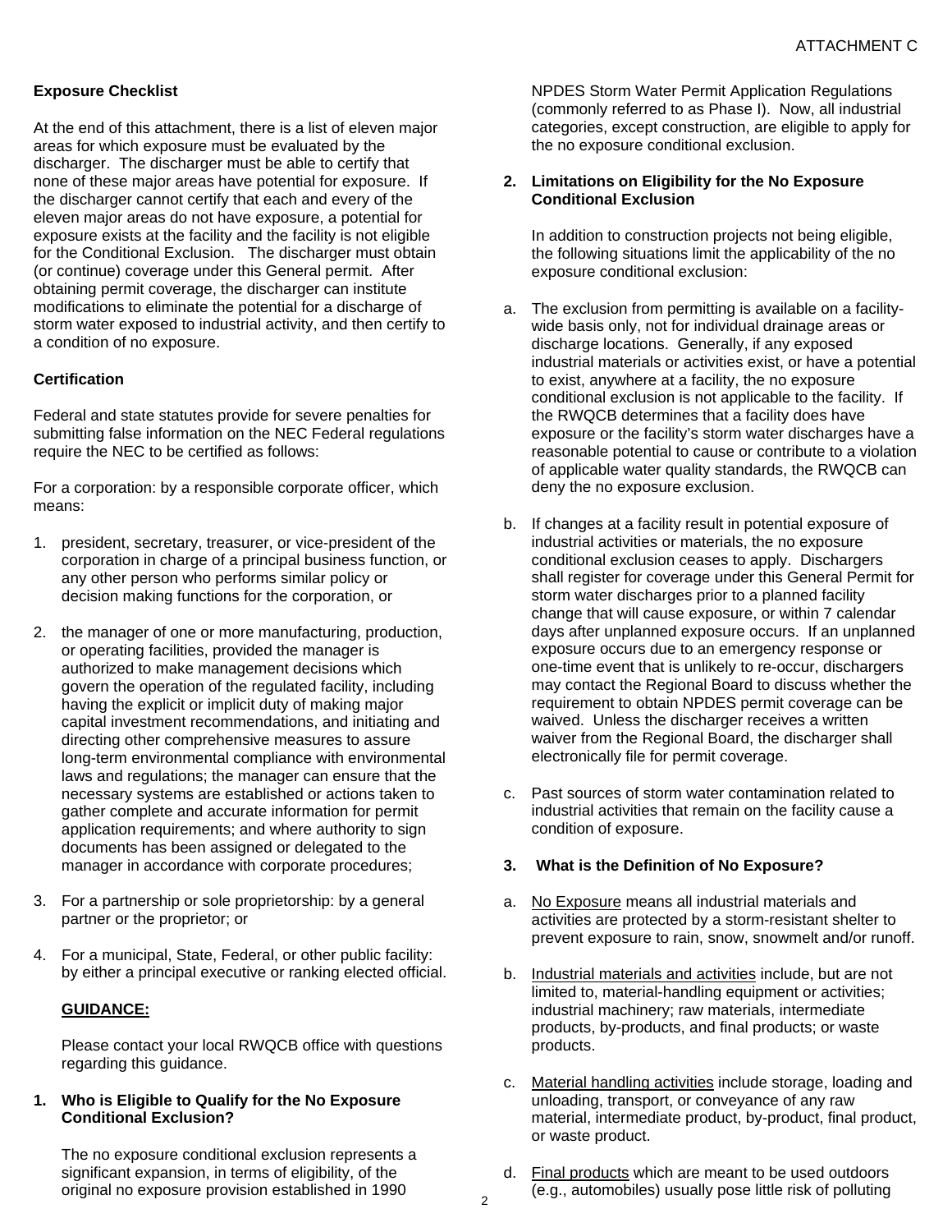### Exposure Checklist

At the end of this attachment, there is a list of eleven major areas for which exposure must be evaluated by the discharger. The discharger must be able to certify that none of these major areas have potential for exposure. If the discharger cannot certify that each and every of the eleven major areas do not have exposure, a potential for exposure exists at the facility and the facility is not eligible for the Conditional Exclusion. The discharger must obtain (or continue) coverage under this General permit. After obtaining permit coverage, the discharger can institute modifications to eliminate the potential for a discharge of storm water exposed to industrial activity, and then certify to a condition of no exposure.

### Certification

Federal and state statutes provide for severe penalties for submitting false information on the NEC Federal regulations require the NEC to be certified as follows:

For a corporation: by a responsible corporate officer, which means:

1. president, secretary, treasurer, or vice-president of the corporation in charge of a principal business function, or any other person who performs similar policy or decision making functions for the corporation, or
2. the manager of one or more manufacturing, production, or operating facilities, provided the manager is authorized to make management decisions which govern the operation of the regulated facility, including having the explicit or implicit duty of making major capital investment recommendations, and initiating and directing other comprehensive measures to assure long-term environmental compliance with environmental laws and regulations; the manager can ensure that the necessary systems are established or actions taken to gather complete and accurate information for permit application requirements; and where authority to sign documents has been assigned or delegated to the manager in accordance with corporate procedures;
3. For a partnership or sole proprietorship: by a general partner or the proprietor; or
4. For a municipal, State, Federal, or other public facility: by either a principal executive or ranking elected official.

**GUIDANCE:**

Please contact your local RWQCB office with questions regarding this guidance.

**1. Who is Eligible to Qualify for the No Exposure Conditional Exclusion?**

The no exposure conditional exclusion represents a significant expansion, in terms of eligibility, of the original no exposure provision established in 1990 NPDES Storm Water Permit Application Regulations (commonly referred to as Phase I). Now, all industrial categories, except construction, are eligible to apply for the no exposure conditional exclusion.

**2. Limitations on Eligibility for the No Exposure Conditional Exclusion**

In addition to construction projects not being eligible, the following situations limit the applicability of the no exposure conditional exclusion:

a. The exclusion from permitting is available on a facility-wide basis only, not for individual drainage areas or discharge locations. Generally, if any exposed industrial materials or activities exist, or have a potential to exist, anywhere at a facility, the no exposure conditional exclusion is not applicable to the facility. If the RWQCB determines that a facility does have exposure or the facility's storm water discharges have a reasonable potential to cause or contribute to a violation of applicable water quality standards, the RWQCB can deny the no exposure exclusion.

b. If changes at a facility result in potential exposure of industrial activities or materials, the no exposure conditional exclusion ceases to apply. Dischargers shall register for coverage under this General Permit for storm water discharges prior to a planned facility change that will cause exposure, or within 7 calendar days after unplanned exposure occurs. If an unplanned exposure occurs due to an emergency response or one-time event that is unlikely to re-occur, dischargers may contact the Regional Board to discuss whether the requirement to obtain NPDES permit coverage can be waived. Unless the discharger receives a written waiver from the Regional Board, the discharger shall electronically file for permit coverage.

c. Past sources of storm water contamination related to industrial activities that remain on the facility cause a condition of exposure.

**3. What is the Definition of No Exposure?**

a. No Exposure means all industrial materials and activities are protected by a storm-resistant shelter to prevent exposure to rain, snow, snowmelt and/or runoff.

b. Industrial materials and activities include, but are not limited to, material-handling equipment or activities; industrial machinery; raw materials, intermediate products, by-products, and final products; or waste products.

c. Material handling activities include storage, loading and unloading, transport, or conveyance of any raw material, intermediate product, by-product, final product, or waste product.

d. Final products which are meant to be used outdoors (e.g., automobiles) usually pose little risk of polluting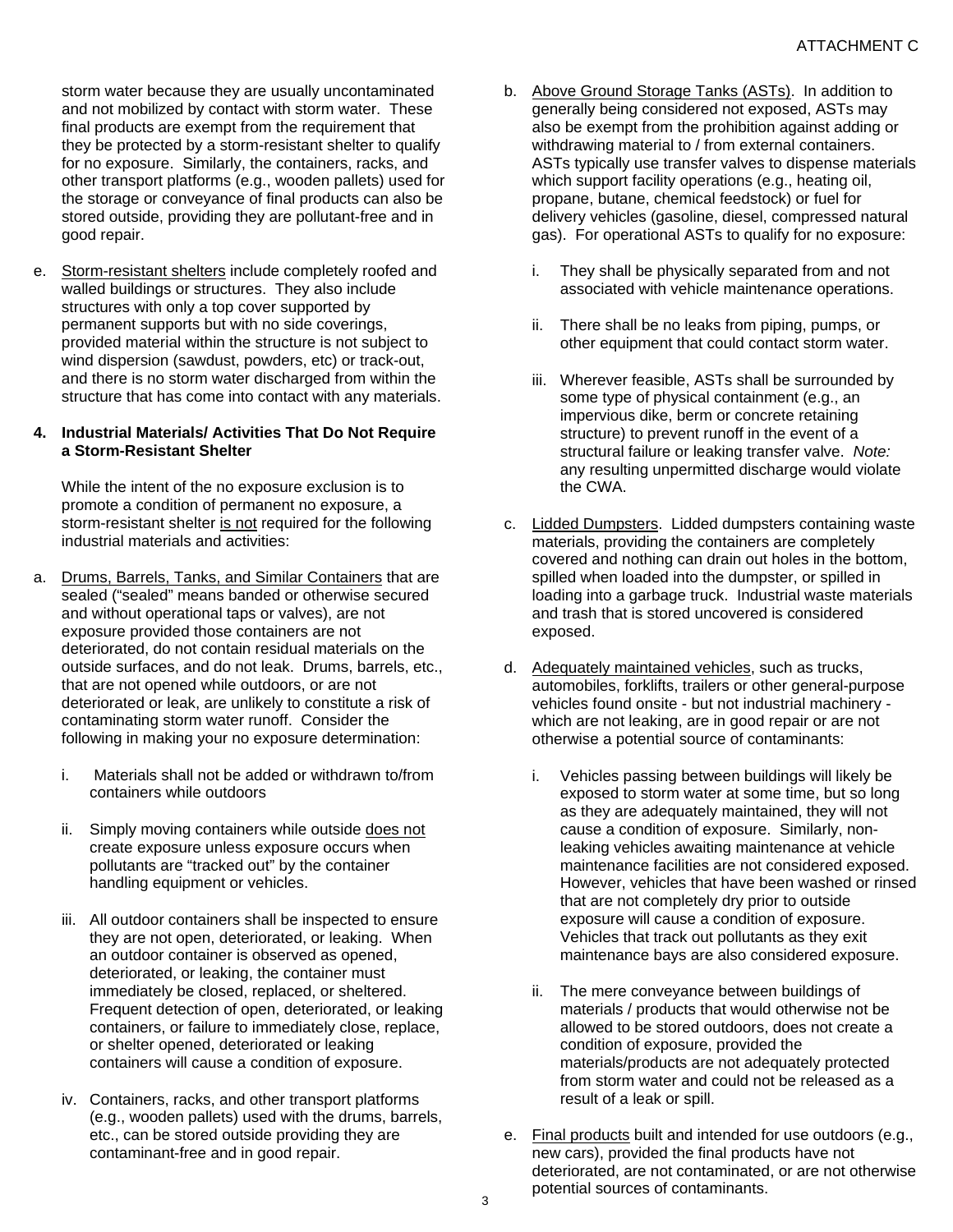storm water because they are usually uncontaminated and not mobilized by contact with storm water. These final products are exempt from the requirement that they be protected by a storm-resistant shelter to qualify for no exposure. Similarly, the containers, racks, and other transport platforms (e.g., wooden pallets) used for the storage or conveyance of final products can also be stored outside, providing they are pollutant-free and in good repair.

e. Storm-resistant shelters include completely roofed and walled buildings or structures. They also include structures with only a top cover supported by permanent supports but with no side coverings, provided material within the structure is not subject to wind dispersion (sawdust, powders, etc) or track-out, and there is no storm water discharged from within the structure that has come into contact with any materials.

**4. Industrial Materials/ Activities That Do Not Require a Storm-Resistant Shelter**

While the intent of the no exposure exclusion is to promote a condition of permanent no exposure, a storm-resistant shelter is not required for the following industrial materials and activities:

a. Drums, Barrels, Tanks, and Similar Containers that are sealed ("sealed" means banded or otherwise secured and without operational taps or valves), are not exposure provided those containers are not deteriorated, do not contain residual materials on the outside surfaces, and do not leak. Drums, barrels, etc., that are not opened while outdoors, or are not deteriorated or leak, are unlikely to constitute a risk of contaminating storm water runoff. Consider the following in making your no exposure determination:

   i. Materials shall not be added or withdrawn to/from containers while outdoors

   ii. Simply moving containers while outside does not create exposure unless exposure occurs when pollutants are "tracked out" by the container handling equipment or vehicles.

   iii. All outdoor containers shall be inspected to ensure they are not open, deteriorated, or leaking. When an outdoor container is observed as opened, deteriorated, or leaking, the container must immediately be closed, replaced, or sheltered. Frequent detection of open, deteriorated, or leaking containers, or failure to immediately close, replace, or shelter opened, deteriorated or leaking containers will cause a condition of exposure.

   iv. Containers, racks, and other transport platforms (e.g., wooden pallets) used with the drums, barrels, etc., can be stored outside providing they are contaminant-free and in good repair.

b. Above Ground Storage Tanks (ASTs). In addition to generally being considered not exposed, ASTs may also be exempt from the prohibition against adding or withdrawing material to / from external containers. ASTs typically use transfer valves to dispense materials which support facility operations (e.g., heating oil, propane, butane, chemical feedstock) or fuel for delivery vehicles (gasoline, diesel, compressed natural gas). For operational ASTs to qualify for no exposure:

   i. They shall be physically separated from and not associated with vehicle maintenance operations.

   ii. There shall be no leaks from piping, pumps, or other equipment that could contact storm water.

   iii. Wherever feasible, ASTs shall be surrounded by some type of physical containment (e.g., an impervious dike, berm or concrete retaining structure) to prevent runoff in the event of a structural failure or leaking transfer valve. *Note:* any resulting unpermitted discharge would violate the CWA.

c. Lidded Dumpsters. Lidded dumpsters containing waste materials, providing the containers are completely covered and nothing can drain out holes in the bottom, spilled when loaded into the dumpster, or spilled in loading into a garbage truck. Industrial waste materials and trash that is stored uncovered is considered exposed.

d. Adequately maintained vehicles, such as trucks, automobiles, forklifts, trailers or other general-purpose vehicles found onsite - but not industrial machinery - which are not leaking, are in good repair or are not otherwise a potential source of contaminants:

   i. Vehicles passing between buildings will likely be exposed to storm water at some time, but so long as they are adequately maintained, they will not cause a condition of exposure. Similarly, non-leaking vehicles awaiting maintenance at vehicle maintenance facilities are not considered exposed. However, vehicles that have been washed or rinsed that are not completely dry prior to outside exposure will cause a condition of exposure. Vehicles that track out pollutants as they exit maintenance bays are also considered exposure.

   ii. The mere conveyance between buildings of materials / products that would otherwise not be allowed to be stored outdoors, does not create a condition of exposure, provided the materials/products are not adequately protected from storm water and could not be released as a result of a leak or spill.

e. Final products built and intended for use outdoors (e.g., new cars), provided the final products have not deteriorated, are not contaminated, or are not otherwise potential sources of contaminants.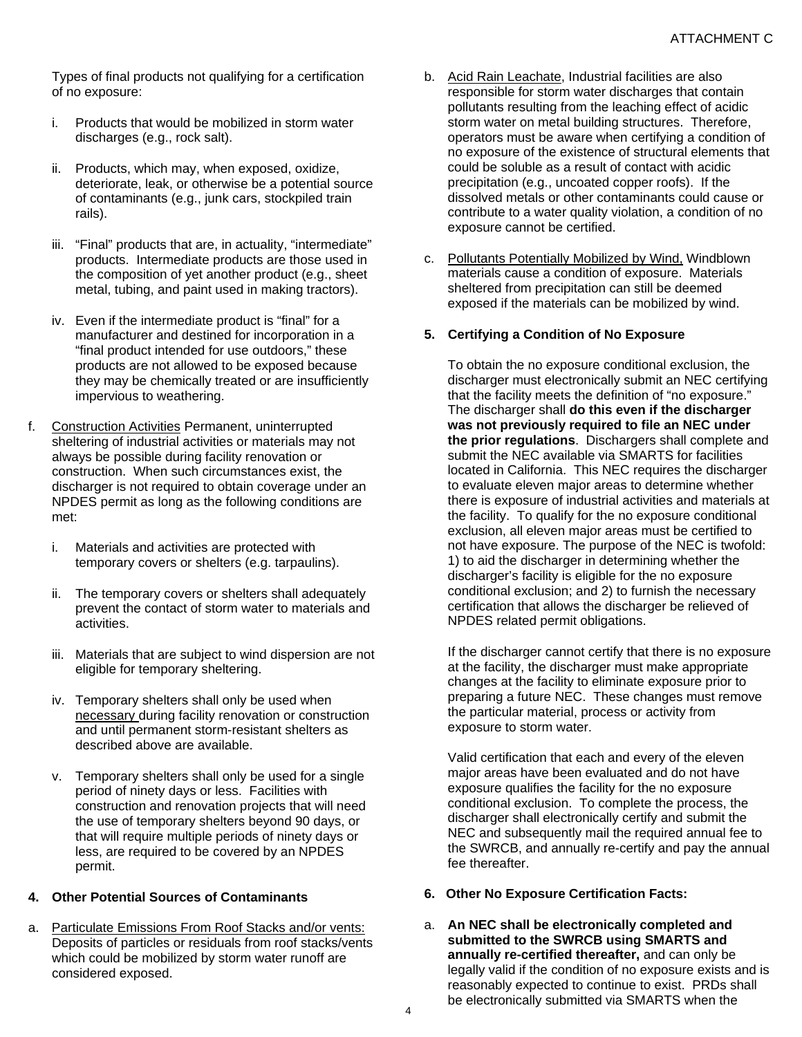Types of final products not qualifying for a certification of no exposure:

i. Products that would be mobilized in storm water discharges (e.g., rock salt).

ii. Products, which may, when exposed, oxidize, deteriorate, leak, or otherwise be a potential source of contaminants (e.g., junk cars, stockpiled train rails).

iii. “Final” products that are, in actuality, “intermediate” products. Intermediate products are those used in the composition of yet another product (e.g., sheet metal, tubing, and paint used in making tractors).

iv. Even if the intermediate product is “final” for a manufacturer and destined for incorporation in a “final product intended for use outdoors,” these products are not allowed to be exposed because they may be chemically treated or are insufficiently impervious to weathering.

f. Construction Activities Permanent, uninterrupted sheltering of industrial activities or materials may not always be possible during facility renovation or construction. When such circumstances exist, the discharger is not required to obtain coverage under an NPDES permit as long as the following conditions are met:

i. Materials and activities are protected with temporary covers or shelters (e.g. tarpaulins).

ii. The temporary covers or shelters shall adequately prevent the contact of storm water to materials and activities.

iii. Materials that are subject to wind dispersion are not eligible for temporary sheltering.

iv. Temporary shelters shall only be used when necessary during facility renovation or construction and until permanent storm-resistant shelters as described above are available.

v. Temporary shelters shall only be used for a single period of ninety days or less. Facilities with construction and renovation projects that will need the use of temporary shelters beyond 90 days, or that will require multiple periods of ninety days or less, are required to be covered by an NPDES permit.

**4. Other Potential Sources of Contaminants**

a. Particulate Emissions From Roof Stacks and/or vents: Deposits of particles or residuals from roof stacks/vents which could be mobilized by storm water runoff are considered exposed.

b. Acid Rain Leachate, Industrial facilities are also responsible for storm water discharges that contain pollutants resulting from the leaching effect of acidic storm water on metal building structures. Therefore, operators must be aware when certifying a condition of no exposure of the existence of structural elements that could be soluble as a result of contact with acidic precipitation (e.g., uncoated copper roofs). If the dissolved metals or other contaminants could cause or contribute to a water quality violation, a condition of no exposure cannot be certified.

c. Pollutants Potentially Mobilized by Wind, Windblown materials cause a condition of exposure. Materials sheltered from precipitation can still be deemed exposed if the materials can be mobilized by wind.

**5. Certifying a Condition of No Exposure**

To obtain the no exposure conditional exclusion, the discharger must electronically submit an NEC certifying that the facility meets the definition of “no exposure.” The discharger shall **do this even if the discharger was not previously required to file an NEC under the prior regulations**. Dischargers shall complete and submit the NEC available via SMARTS for facilities located in California. This NEC requires the discharger to evaluate eleven major areas to determine whether there is exposure of industrial activities and materials at the facility. To qualify for the no exposure conditional exclusion, all eleven major areas must be certified to not have exposure. The purpose of the NEC is twofold: 1) to aid the discharger in determining whether the discharger’s facility is eligible for the no exposure conditional exclusion; and 2) to furnish the necessary certification that allows the discharger be relieved of NPDES related permit obligations.

If the discharger cannot certify that there is no exposure at the facility, the discharger must make appropriate changes at the facility to eliminate exposure prior to preparing a future NEC. These changes must remove the particular material, process or activity from exposure to storm water.

Valid certification that each and every of the eleven major areas have been evaluated and do not have exposure qualifies the facility for the no exposure conditional exclusion. To complete the process, the discharger shall electronically certify and submit the NEC and subsequently mail the required annual fee to the SWRCB, and annually re-certify and pay the annual fee thereafter.

**6. Other No Exposure Certification Facts:**

a. **An NEC shall be electronically completed and submitted to the SWRCB using SMARTS and annually re-certified thereafter,** and can only be legally valid if the condition of no exposure exists and is reasonably expected to continue to exist. PRDs shall be electronically submitted via SMARTS when the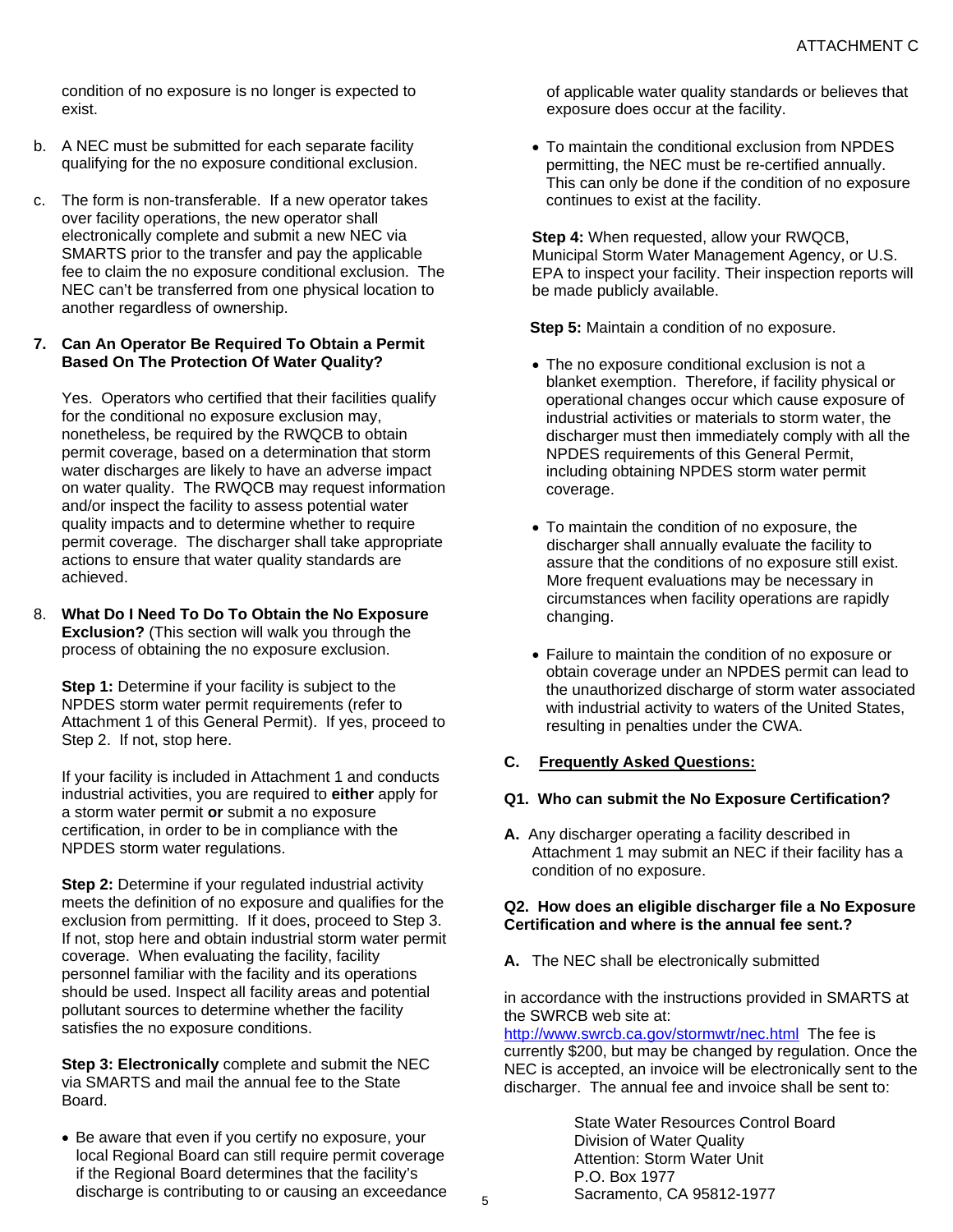condition of no exposure is no longer is expected to exist.

b. A NEC must be submitted for each separate facility qualifying for the no exposure conditional exclusion.

c. The form is non-transferable. If a new operator takes over facility operations, the new operator shall electronically complete and submit a new NEC via SMARTS prior to the transfer and pay the applicable fee to claim the no exposure conditional exclusion. The NEC can't be transferred from one physical location to another regardless of ownership.

**7. Can An Operator Be Required To Obtain a Permit Based On The Protection Of Water Quality?**

Yes. Operators who certified that their facilities qualify for the conditional no exposure exclusion may, nonetheless, be required by the RWQCB to obtain permit coverage, based on a determination that storm water discharges are likely to have an adverse impact on water quality. The RWQCB may request information and/or inspect the facility to assess potential water quality impacts and to determine whether to require permit coverage. The discharger shall take appropriate actions to ensure that water quality standards are achieved.

8. **What Do I Need To Do To Obtain the No Exposure Exclusion?** (This section will walk you through the process of obtaining the no exposure exclusion.

**Step 1:** Determine if your facility is subject to the NPDES storm water permit requirements (refer to Attachment 1 of this General Permit). If yes, proceed to Step 2. If not, stop here.

If your facility is included in Attachment 1 and conducts industrial activities, you are required to **either** apply for a storm water permit **or** submit a no exposure certification, in order to be in compliance with the NPDES storm water regulations.

**Step 2:** Determine if your regulated industrial activity meets the definition of no exposure and qualifies for the exclusion from permitting. If it does, proceed to Step 3. If not, stop here and obtain industrial storm water permit coverage. When evaluating the facility, facility personnel familiar with the facility and its operations should be used. Inspect all facility areas and potential pollutant sources to determine whether the facility satisfies the no exposure conditions.

**Step 3: Electronically** complete and submit the NEC via SMARTS and mail the annual fee to the State Board.

- Be aware that even if you certify no exposure, your local Regional Board can still require permit coverage if the Regional Board determines that the facility's discharge is contributing to or causing an exceedance of applicable water quality standards or believes that exposure does occur at the facility.

- To maintain the conditional exclusion from NPDES permitting, the NEC must be re-certified annually. This can only be done if the condition of no exposure continues to exist at the facility.

**Step 4:** When requested, allow your RWQCB, Municipal Storm Water Management Agency, or U.S. EPA to inspect your facility. Their inspection reports will be made publicly available.

**Step 5:** Maintain a condition of no exposure.

- The no exposure conditional exclusion is not a blanket exemption. Therefore, if facility physical or operational changes occur which cause exposure of industrial activities or materials to storm water, the discharger must then immediately comply with all the NPDES requirements of this General Permit, including obtaining NPDES storm water permit coverage.

- To maintain the condition of no exposure, the discharger shall annually evaluate the facility to assure that the conditions of no exposure still exist. More frequent evaluations may be necessary in circumstances when facility operations are rapidly changing.

- Failure to maintain the condition of no exposure or obtain coverage under an NPDES permit can lead to the unauthorized discharge of storm water associated with industrial activity to waters of the United States, resulting in penalties under the CWA.

## C. <u>Frequently Asked Questions:</u>

**Q1. Who can submit the No Exposure Certification?**

**A.** Any discharger operating a facility described in Attachment 1 may submit an NEC if their facility has a condition of no exposure.

**Q2. How does an eligible discharger file a No Exposure Certification and where is the annual fee sent.?**

**A.** The NEC shall be electronically submitted

in accordance with the instructions provided in SMARTS at the SWRCB web site at: http://www.swrcb.ca.gov/stormwtr/nec.html The fee is currently $200, but may be changed by regulation. Once the NEC is accepted, an invoice will be electronically sent to the discharger. The annual fee and invoice shall be sent to:

State Water Resources Control Board
Division of Water Quality
Attention: Storm Water Unit
P.O. Box 1977
Sacramento, CA 95812-1977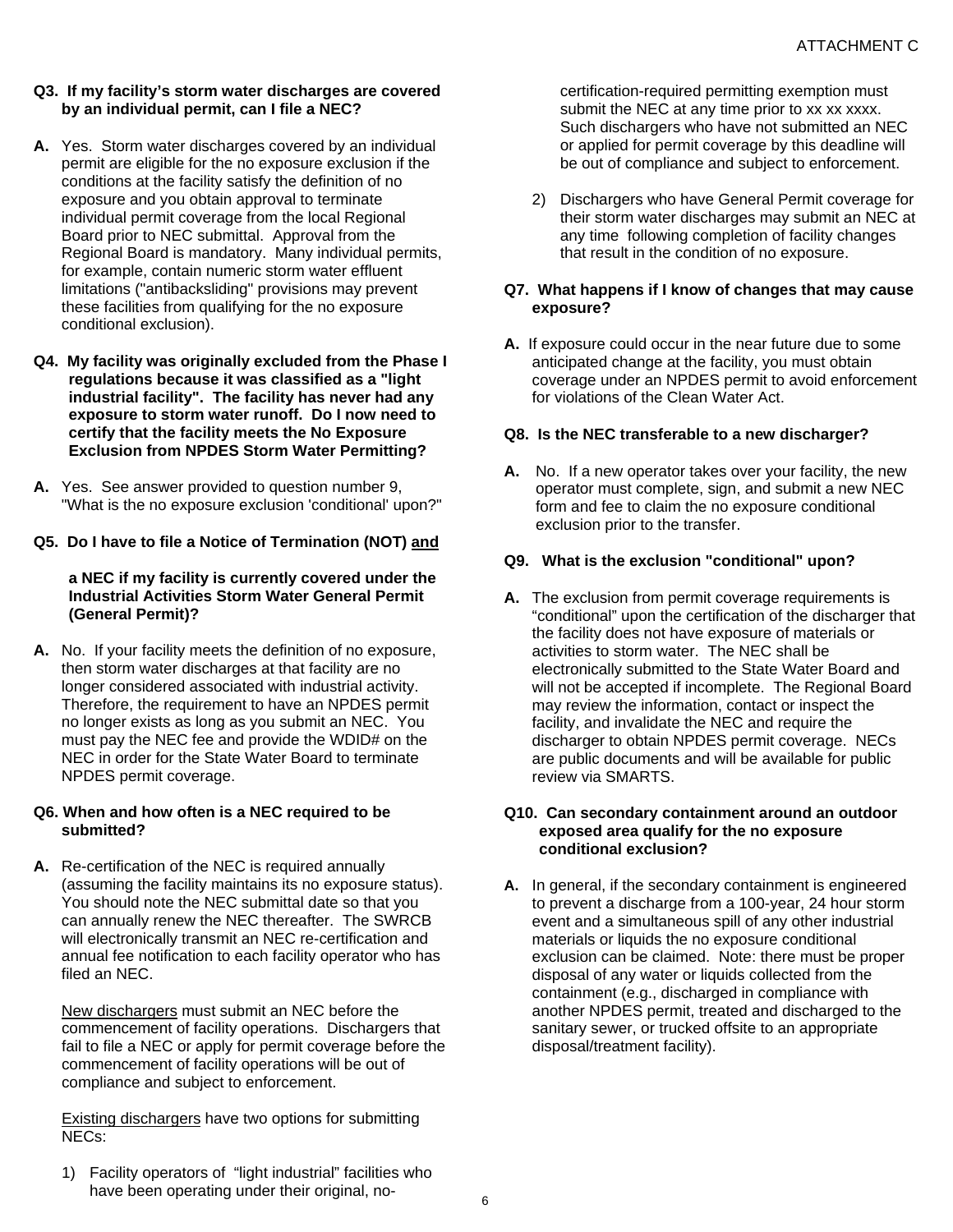**Q3. If my facility's storm water discharges are covered by an individual permit, can I file a NEC?**

**A.** Yes. Storm water discharges covered by an individual permit are eligible for the no exposure exclusion if the conditions at the facility satisfy the definition of no exposure and you obtain approval to terminate individual permit coverage from the local Regional Board prior to NEC submittal. Approval from the Regional Board is mandatory. Many individual permits, for example, contain numeric storm water effluent limitations ("antibacksliding" provisions may prevent these facilities from qualifying for the no exposure conditional exclusion).

**Q4. My facility was originally excluded from the Phase I regulations because it was classified as a "light industrial facility". The facility has never had any exposure to storm water runoff. Do I now need to certify that the facility meets the No Exposure Exclusion from NPDES Storm Water Permitting?**

**A.** Yes. See answer provided to question number 9, "What is the no exposure exclusion 'conditional' upon?"

**Q5. Do I have to file a Notice of Termination (NOT) <u>and</u> a NEC if my facility is currently covered under the Industrial Activities Storm Water General Permit (General Permit)?**

**A.** No. If your facility meets the definition of no exposure, then storm water discharges at that facility are no longer considered associated with industrial activity. Therefore, the requirement to have an NPDES permit no longer exists as long as you submit an NEC. You must pay the NEC fee and provide the WDID# on the NEC in order for the State Water Board to terminate NPDES permit coverage.

**Q6. When and how often is a NEC required to be submitted?**

**A.** Re-certification of the NEC is required annually (assuming the facility maintains its no exposure status). You should note the NEC submittal date so that you can annually renew the NEC thereafter. The SWRCB will electronically transmit an NEC re-certification and annual fee notification to each facility operator who has filed an NEC.

<u>New dischargers</u> must submit an NEC before the commencement of facility operations. Dischargers that fail to file a NEC or apply for permit coverage before the commencement of facility operations will be out of compliance and subject to enforcement.

<u>Existing dischargers</u> have two options for submitting NECs:

1) Facility operators of "light industrial" facilities who have been operating under their original, no-certification-required permitting exemption must submit the NEC at any time prior to xx xx xxxx. Such dischargers who have not submitted an NEC or applied for permit coverage by this deadline will be out of compliance and subject to enforcement.

2) Dischargers who have General Permit coverage for their storm water discharges may submit an NEC at any time following completion of facility changes that result in the condition of no exposure.

**Q7. What happens if I know of changes that may cause exposure?**

**A.** If exposure could occur in the near future due to some anticipated change at the facility, you must obtain coverage under an NPDES permit to avoid enforcement for violations of the Clean Water Act.

**Q8. Is the NEC transferable to a new discharger?**

**A.** No. If a new operator takes over your facility, the new operator must complete, sign, and submit a new NEC form and fee to claim the no exposure conditional exclusion prior to the transfer.

**Q9. What is the exclusion "conditional" upon?**

**A.** The exclusion from permit coverage requirements is "conditional" upon the certification of the discharger that the facility does not have exposure of materials or activities to storm water. The NEC shall be electronically submitted to the State Water Board and will not be accepted if incomplete. The Regional Board may review the information, contact or inspect the facility, and invalidate the NEC and require the discharger to obtain NPDES permit coverage. NECs are public documents and will be available for public review via SMARTS.

**Q10. Can secondary containment around an outdoor exposed area qualify for the no exposure conditional exclusion?**

**A.** In general, if the secondary containment is engineered to prevent a discharge from a 100-year, 24 hour storm event and a simultaneous spill of any other industrial materials or liquids the no exposure conditional exclusion can be claimed. Note: there must be proper disposal of any water or liquids collected from the containment (e.g., discharged in compliance with another NPDES permit, treated and discharged to the sanitary sewer, or trucked offsite to an appropriate disposal/treatment facility).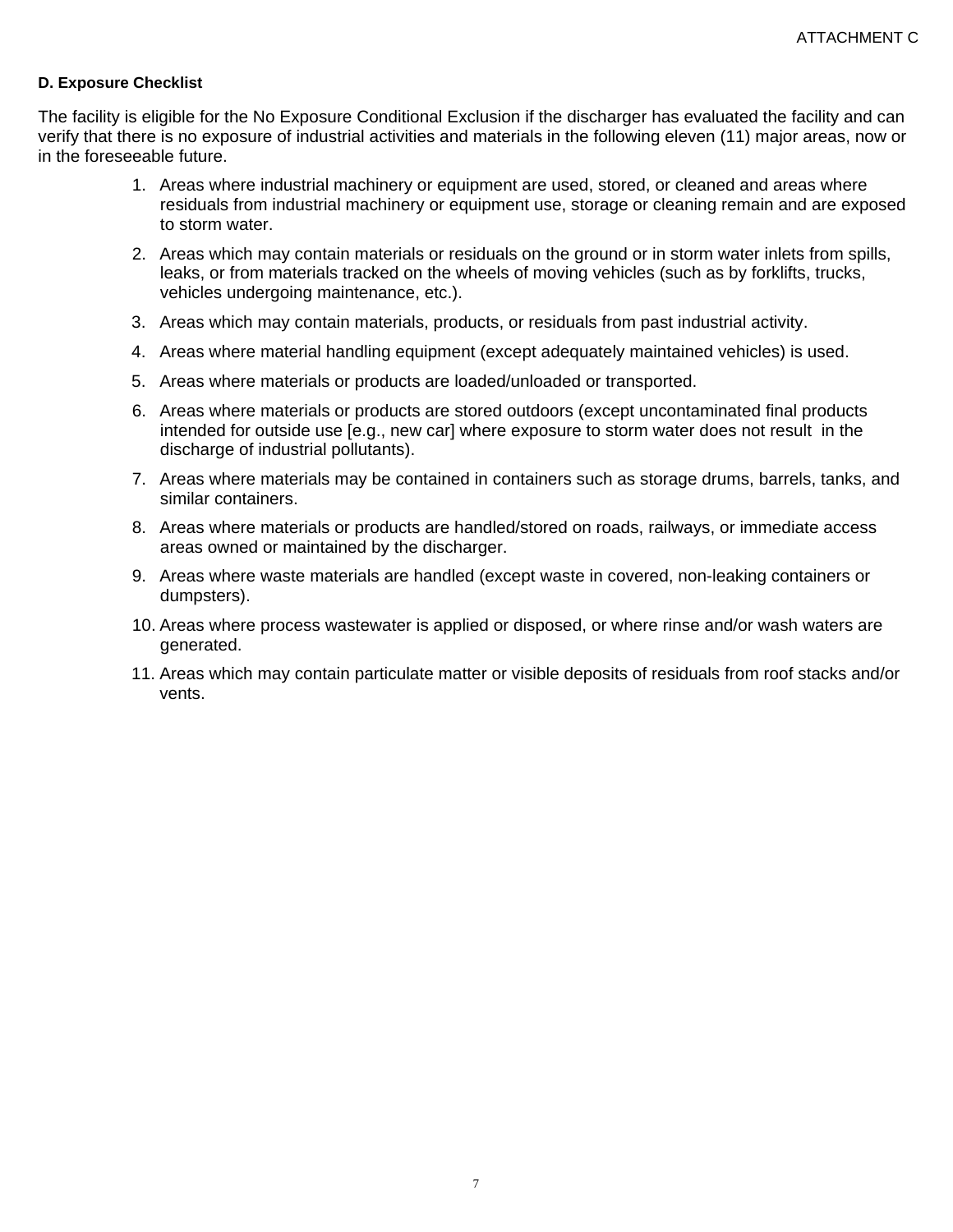ATTACHMENT C

**D. Exposure Checklist**

The facility is eligible for the No Exposure Conditional Exclusion if the discharger has evaluated the facility and can verify that there is no exposure of industrial activities and materials in the following eleven (11) major areas, now or in the foreseeable future.

1. Areas where industrial machinery or equipment are used, stored, or cleaned and areas where residuals from industrial machinery or equipment use, storage or cleaning remain and are exposed to storm water.
2. Areas which may contain materials or residuals on the ground or in storm water inlets from spills, leaks, or from materials tracked on the wheels of moving vehicles (such as by forklifts, trucks, vehicles undergoing maintenance, etc.).
3. Areas which may contain materials, products, or residuals from past industrial activity.
4. Areas where material handling equipment (except adequately maintained vehicles) is used.
5. Areas where materials or products are loaded/unloaded or transported.
6. Areas where materials or products are stored outdoors (except uncontaminated final products intended for outside use [e.g., new car] where exposure to storm water does not result in the discharge of industrial pollutants).
7. Areas where materials may be contained in containers such as storage drums, barrels, tanks, and similar containers.
8. Areas where materials or products are handled/stored on roads, railways, or immediate access areas owned or maintained by the discharger.
9. Areas where waste materials are handled (except waste in covered, non-leaking containers or dumpsters).
10. Areas where process wastewater is applied or disposed, or where rinse and/or wash waters are generated.
11. Areas which may contain particulate matter or visible deposits of residuals from roof stacks and/or vents.